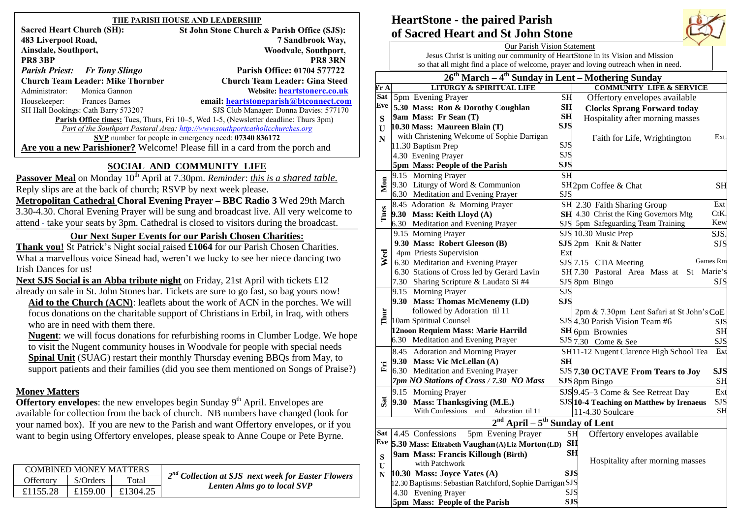## THE PARISH HOUSE AND LEADERSHIP

| | |
|---|---|
| **Sacred Heart Church (SH):** | **St John Stone Church & Parish Office (SJS):** |
| **483 Liverpool Road,** | **7 Sandbrook Way,** |
| **Ainsdale, Southport,** | **Woodvale, Southport,** |
| **PR8 3BP** | **PR8 3RN** |
| ***Parish Priest:*** ***Fr Tony Slingo*** | **Parish Office: 01704 577722** |
| **Church Team Leader: Mike Thornber** | **Church Team Leader: Gina Steed** |
| Administrator: Monica Gannon | **Website: heartstonerc.co.uk** |
| Housekeeper: Frances Barnes | **email: heartstoneparish@btconnect.com** |
| SH Hall Bookings: Cath Barry 573207 | SJS Club Manager: Donna Davies: 577170 |

**Parish Office times:** Tues, Thurs, Fri 10–5, Wed 1-5, (Newsletter deadline: Thurs 3pm)

*Part of the Southport Pastoral Area: http://www.southportcatholicchurches.org*

**SVP** number for people in emergency need: **07340 836172**

**Are you a new Parishioner?** Welcome! Please fill in a card from the porch and

## SOCIAL AND COMMUNITY LIFE

**Passover Meal** on Monday 10th April at 7.30pm. *Reminder*: *this is a shared table.* Reply slips are at the back of church; RSVP by next week please.

**Metropolitan Cathedral Choral Evening Prayer – BBC Radio 3** Wed 29th March 3.30-4.30. Choral Evening Prayer will be sung and broadcast live. All very welcome to attend - take your seats by 3pm. Cathedral is closed to visitors during the broadcast.

### Our Next Super Events for our Parish Chosen Charities:

**Thank you!** St Patrick's Night social raised **£1064** for our Parish Chosen Charities. What a marvellous voice Sinead had, weren't we lucky to see her niece dancing two Irish Dances for us!

**Next SJS Social is an Abba tribute night** on Friday, 21st April with tickets £12 already on sale in St. John Stones bar. Tickets are sure to go fast, so bag yours now!

**Aid to the Church (ACN)**: leaflets about the work of ACN in the porches. We will focus donations on the charitable support of Christians in Erbil, in Iraq, with others who are in need with them there.

**Nugent**: we will focus donations for refurbishing rooms in Clumber Lodge. We hope to visit the Nugent community houses in Woodvale for people with special needs

**Spinal Unit** (SUAG) restart their monthly Thursday evening BBQs from May, to support patients and their families (did you see them mentioned on Songs of Praise?)

### Money Matters

**Offertory envelopes**: the new envelopes begin Sunday 9th April. Envelopes are available for collection from the back of church. NB numbers have changed (look for your named box). If you are new to the Parish and want Offertory envelopes, or if you want to begin using Offertory envelopes, please speak to Anne Coupe or Pete Byrne.

| COMBINED MONEY MATTERS | | |
|---|---|---|
| Offertory | S/Orders | Total |
| £1155.28 | £159.00 | £1304.25 |

***2nd Collection at SJS next week for Easter Flowers***
***Lenten Alms go to local SVP***

# HeartStone - the paired Parish of Sacred Heart and St John Stone

Our Parish Vision Statement

Jesus Christ is uniting our community of HeartStone in its Vision and Mission so that all might find a place of welcome, prayer and loving outreach when in need.

## 26th March – 4th Sunday in Lent – Mothering Sunday

| Yr A | LITURGY & SPIRITUAL LIFE | | COMMUNITY LIFE & SERVICE | |
|---|---|---|---|---|
| Sat Eve | 5pm Evening Prayer | SH | Offertory envelopes available | |
| | **5.30 Mass: Ron & Dorothy Coughlan** | **SH** | **Clocks Sprang Forward today** | |
| SUN | **9am Mass: Fr Sean (T)** | **SH** | Hospitality after morning masses | |
| | **10.30 Mass: Maureen Blain (T)** with Christening Welcome of Sophie Darrigan | **SJS** | Faith for Life, Wrightington | Ext. |
| | 11.30 Baptism Prep | SJS | | |
| | 4.30 Evening Prayer | SJS | | |
| | **5pm Mass: People of the Parish** | **SJS** | | |
| Mon | 9.15 Morning Prayer | SH | | |
| | 9.30 Liturgy of Word & Communion | SH | 2pm Coffee & Chat | SH |
| | 6.30 Meditation and Evening Prayer | SJS | | |
| Tues | 8.45 Adoration & Morning Prayer | SH | 2.30 Faith Sharing Group | Ext |
| | **9.30 Mass: Keith Lloyd (A)** | **SH** | 4.30 Christ the King Governors Mtg | CtK. |
| | 6.30 Meditation and Evening Prayer | SJS | 5pm Safeguarding Team Training | Kew |
| Wed | 9.15 Morning Prayer | SJS | 10.30 Music Prep | SJS. |
| | **9.30 Mass: Robert Gleeson (B)** | **SJS** | 2pm Knit & Natter | SJS |
| | 4pm Priests Supervision | Ext | | |
| | 6.30 Meditation and Evening Prayer | SJS | 7.15 CTiA Meeting | Games Rm |
| | 6.30 Stations of Cross led by Gerard Lavin | SH | 7.30 Pastoral Area Mass at St Marie's | |
| | 7.30 Sharing Scripture & Laudato Si #4 | SJS | 8pm Bingo | SJS |
| Thur | 9.15 Morning Prayer | SJS | | |
| | **9.30 Mass: Thomas McMenemy (LD)** followed by Adoration til 11 | **SJS** | 2pm & 7.30pm Lent Safari at St John's | CoE |
| | 10am Spiritual Counsel | SJS | 4.30 Parish Vision Team #6 | SJS |
| | **12noon Requiem Mass: Marie Harrild** | **SH** | 6pm Brownies | SH |
| | 6.30 Meditation and Evening Prayer | SJS | 7.30 Come & See | SJS |
| Fri | 8.45 Adoration and Morning Prayer | SH | 11-12 Nugent Clarence High School Tea | Ext |
| | **9.30 Mass: Vic McLellan (A)** | **SH** | | |
| | 6.30 Meditation and Evening Prayer | SJS | **7.30 OCTAVE From Tears to Joy** | **SJS** |
| | ***7pm NO Stations of Cross / 7.30 NO Mass*** | **SJS** | 8pm Bingo | SH |
| Sat | 9.15 Morning Prayer | SJS | 9.45–3 Come & See Retreat Day | Ext |
| | **9.30 Mass: Thanksgiving (M.E.)** With Confessions and Adoration til 11 | SJS | **10-4 Teaching on Matthew by Irenaeus** | SJS |
| | | | 11-4.30 Soulcare | SH |

## 2nd April – 5th Sunday of Lent

| | | | | |
|---|---|---|---|---|
| Sat Eve | 4.45 Confessions 5pm Evening Prayer | SH | Offertory envelopes available | |
| | **5.30 Mass: Elizabeth Vaughan (A) Liz Morton (LD)** | **SH** | | |
| SUN | **9am Mass: Francis Killough (Birth)** with Patchwork | **SH** | Hospitality after morning masses | |
| | **10.30 Mass: Joyce Yates (A)** | **SJS** | | |
| | 12.30 Baptisms: Sebastian Ratchford, Sophie Darrigan | SJS | | |
| | 4.30 Evening Prayer | SJS | | |
| | **5pm Mass: People of the Parish** | **SJS** | | |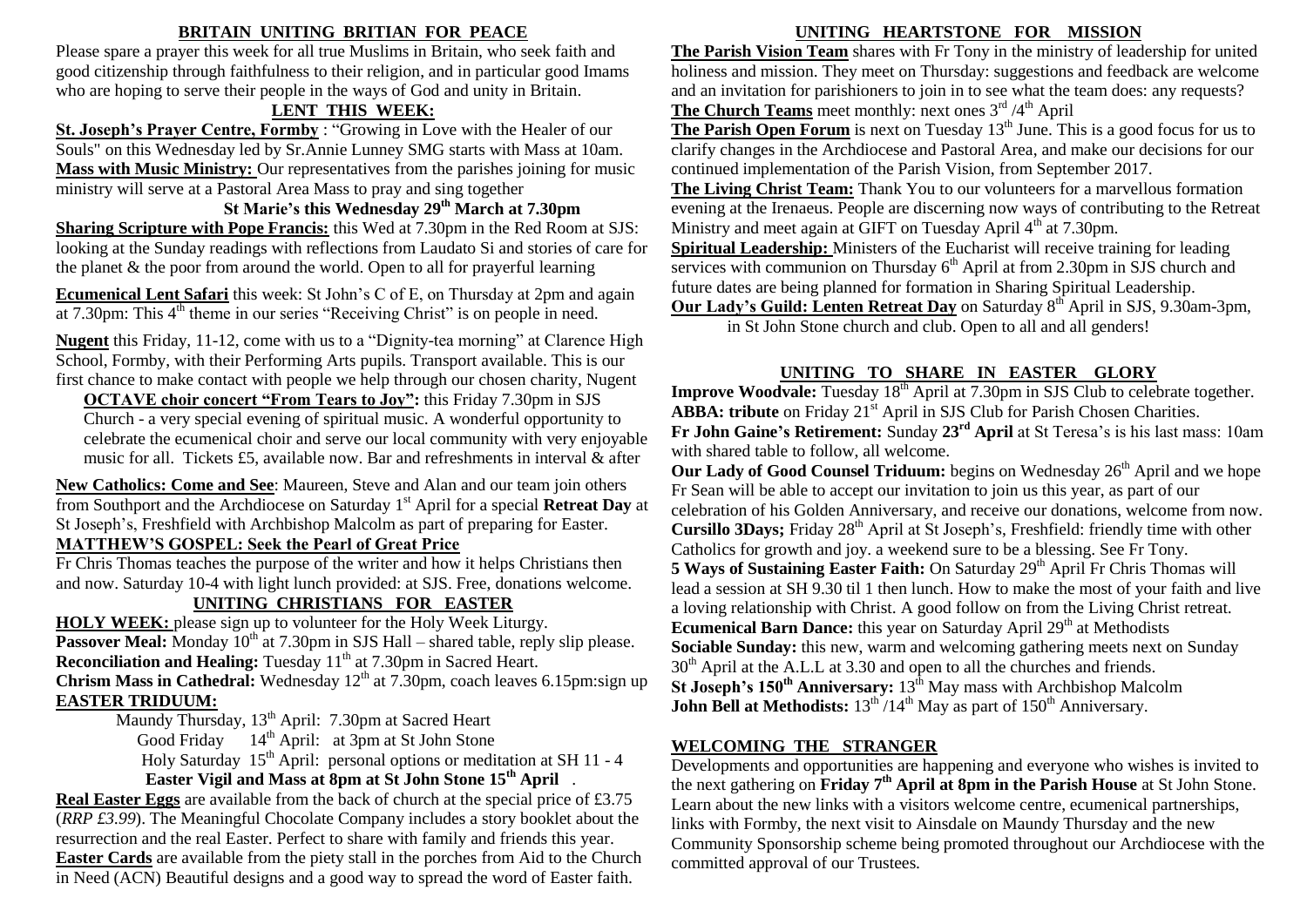## BRITAIN UNITING BRITIAN FOR PEACE

Please spare a prayer this week for all true Muslims in Britain, who seek faith and good citizenship through faithfulness to their religion, and in particular good Imams who are hoping to serve their people in the ways of God and unity in Britain.

## LENT THIS WEEK:

**St. Joseph's Prayer Centre, Formby** : "Growing in Love with the Healer of our Souls" on this Wednesday led by Sr.Annie Lunney SMG starts with Mass at 10am.

**Mass with Music Ministry:** Our representatives from the parishes joining for music ministry will serve at a Pastoral Area Mass to pray and sing together

**St Marie's this Wednesday 29th March at 7.30pm**

**Sharing Scripture with Pope Francis:** this Wed at 7.30pm in the Red Room at SJS: looking at the Sunday readings with reflections from Laudato Si and stories of care for the planet & the poor from around the world. Open to all for prayerful learning

**Ecumenical Lent Safari** this week: St John's C of E, on Thursday at 2pm and again at 7.30pm: This 4th theme in our series "Receiving Christ" is on people in need.

**Nugent** this Friday, 11-12, come with us to a "Dignity-tea morning" at Clarence High School, Formby, with their Performing Arts pupils. Transport available. This is our first chance to make contact with people we help through our chosen charity, Nugent

**OCTAVE choir concert "From Tears to Joy":** this Friday 7.30pm in SJS Church - a very special evening of spiritual music. A wonderful opportunity to celebrate the ecumenical choir and serve our local community with very enjoyable music for all. Tickets £5, available now. Bar and refreshments in interval & after

**New Catholics: Come and See**: Maureen, Steve and Alan and our team join others from Southport and the Archdiocese on Saturday 1st April for a special **Retreat Day** at St Joseph's, Freshfield with Archbishop Malcolm as part of preparing for Easter.

**MATTHEW'S GOSPEL: Seek the Pearl of Great Price**

Fr Chris Thomas teaches the purpose of the writer and how it helps Christians then and now. Saturday 10-4 with light lunch provided: at SJS. Free, donations welcome.

## UNITING CHRISTIANS FOR EASTER

**HOLY WEEK:** please sign up to volunteer for the Holy Week Liturgy.

**Passover Meal:** Monday 10th at 7.30pm in SJS Hall – shared table, reply slip please.

**Reconciliation and Healing:** Tuesday 11th at 7.30pm in Sacred Heart.

**Chrism Mass in Cathedral:** Wednesday 12th at 7.30pm, coach leaves 6.15pm:sign up

**EASTER TRIDUUM:**

Maundy Thursday, 13th April: 7.30pm at Sacred Heart

Good Friday 14th April: at 3pm at St John Stone

Holy Saturday 15th April: personal options or meditation at SH 11 - 4

**Easter Vigil and Mass at 8pm at St John Stone 15th April** .

**Real Easter Eggs** are available from the back of church at the special price of £3.75 (*RRP £3.99*). The Meaningful Chocolate Company includes a story booklet about the resurrection and the real Easter. Perfect to share with family and friends this year.

**Easter Cards** are available from the piety stall in the porches from Aid to the Church in Need (ACN) Beautiful designs and a good way to spread the word of Easter faith.

## UNITING HEARTSTONE FOR MISSION

**The Parish Vision Team** shares with Fr Tony in the ministry of leadership for united holiness and mission. They meet on Thursday: suggestions and feedback are welcome and an invitation for parishioners to join in to see what the team does: any requests?

**The Church Teams** meet monthly: next ones 3rd /4th April

**The Parish Open Forum** is next on Tuesday 13th June. This is a good focus for us to clarify changes in the Archdiocese and Pastoral Area, and make our decisions for our continued implementation of the Parish Vision, from September 2017.

**The Living Christ Team:** Thank You to our volunteers for a marvellous formation evening at the Irenaeus. People are discerning now ways of contributing to the Retreat Ministry and meet again at GIFT on Tuesday April 4th at 7.30pm.

**Spiritual Leadership:** Ministers of the Eucharist will receive training for leading services with communion on Thursday 6th April at from 2.30pm in SJS church and future dates are being planned for formation in Sharing Spiritual Leadership.

**Our Lady's Guild: Lenten Retreat Day** on Saturday 8th April in SJS, 9.30am-3pm, in St John Stone church and club. Open to all and all genders!

## UNITING TO SHARE IN EASTER GLORY

**Improve Woodvale:** Tuesday 18th April at 7.30pm in SJS Club to celebrate together.

**ABBA: tribute** on Friday 21st April in SJS Club for Parish Chosen Charities.

**Fr John Gaine's Retirement:** Sunday **23rd April** at St Teresa's is his last mass: 10am with shared table to follow, all welcome.

**Our Lady of Good Counsel Triduum:** begins on Wednesday 26th April and we hope Fr Sean will be able to accept our invitation to join us this year, as part of our celebration of his Golden Anniversary, and receive our donations, welcome from now.

**Cursillo 3Days;** Friday 28th April at St Joseph's, Freshfield: friendly time with other Catholics for growth and joy. a weekend sure to be a blessing. See Fr Tony.

**5 Ways of Sustaining Easter Faith:** On Saturday 29th April Fr Chris Thomas will lead a session at SH 9.30 til 1 then lunch. How to make the most of your faith and live a loving relationship with Christ. A good follow on from the Living Christ retreat.

**Ecumenical Barn Dance:** this year on Saturday April 29th at Methodists

**Sociable Sunday:** this new, warm and welcoming gathering meets next on Sunday 30th April at the A.L.L at 3.30 and open to all the churches and friends.

**St Joseph's 150th Anniversary:** 13th May mass with Archbishop Malcolm

**John Bell at Methodists:** 13th /14th May as part of 150th Anniversary.

## WELCOMING THE STRANGER

Developments and opportunities are happening and everyone who wishes is invited to the next gathering on **Friday 7th April at 8pm in the Parish House** at St John Stone. Learn about the new links with a visitors welcome centre, ecumenical partnerships, links with Formby, the next visit to Ainsdale on Maundy Thursday and the new Community Sponsorship scheme being promoted throughout our Archdiocese with the committed approval of our Trustees.